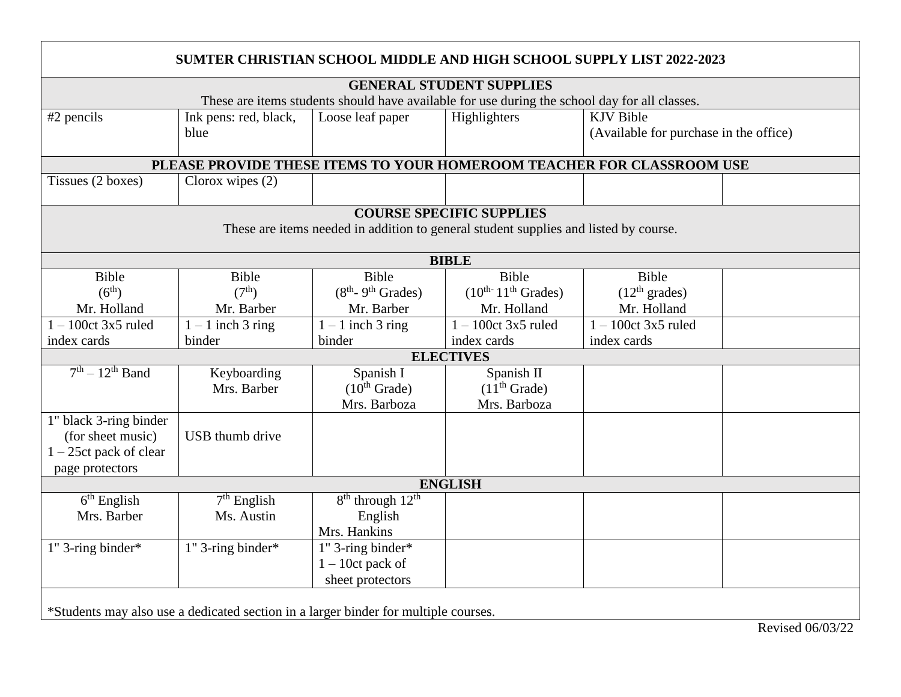# SUMTER CHRISTIAN SCHOOL MIDDLE AND HIGH SCHOOL SUPPLY LIST 2022-2023

## GENERAL STUDENT SUPPLIES

These are items students should have available for use during the school day for all classes.

| #2 pencils | Ink pens: red, black, blue | Loose leaf paper | Highlighters | KJV Bible (Available for purchase in the office) |
|---|---|---|---|---|

## PLEASE PROVIDE THESE ITEMS TO YOUR HOMEROOM TEACHER FOR CLASSROOM USE

| Tissues (2 boxes) | Clorox wipes (2) | | | | |
|---|---|---|---|---|---|

## COURSE SPECIFIC SUPPLIES

These are items needed in addition to general student supplies and listed by course.

### BIBLE

| Bible (6th) Mr. Holland | Bible (7th) Mr. Barber | Bible (8th- 9th Grades) Mr. Barber | Bible (10th- 11th Grades) Mr. Holland | Bible (12th grades) Mr. Holland | |
|---|---|---|---|---|---|
| 1 – 100ct 3x5 ruled index cards | 1 – 1 inch 3 ring binder | 1 – 1 inch 3 ring binder | 1 – 100ct 3x5 ruled index cards | 1 – 100ct 3x5 ruled index cards | |

### ELECTIVES

| 7th – 12th Band | Keyboarding Mrs. Barber | Spanish I (10th Grade) Mrs. Barboza | Spanish II (11th Grade) Mrs. Barboza | | |
|---|---|---|---|---|---|
| 1" black 3-ring binder (for sheet music) 1 – 25ct pack of clear page protectors | USB thumb drive | | | | |

### ENGLISH

| 6th English Mrs. Barber | 7th English Ms. Austin | 8th through 12th English Mrs. Hankins | | | |
|---|---|---|---|---|---|
| 1" 3-ring binder* | 1" 3-ring binder* | 1" 3-ring binder* 1 – 10ct pack of sheet protectors | | | |

*Students may also use a dedicated section in a larger binder for multiple courses.

Revised 06/03/22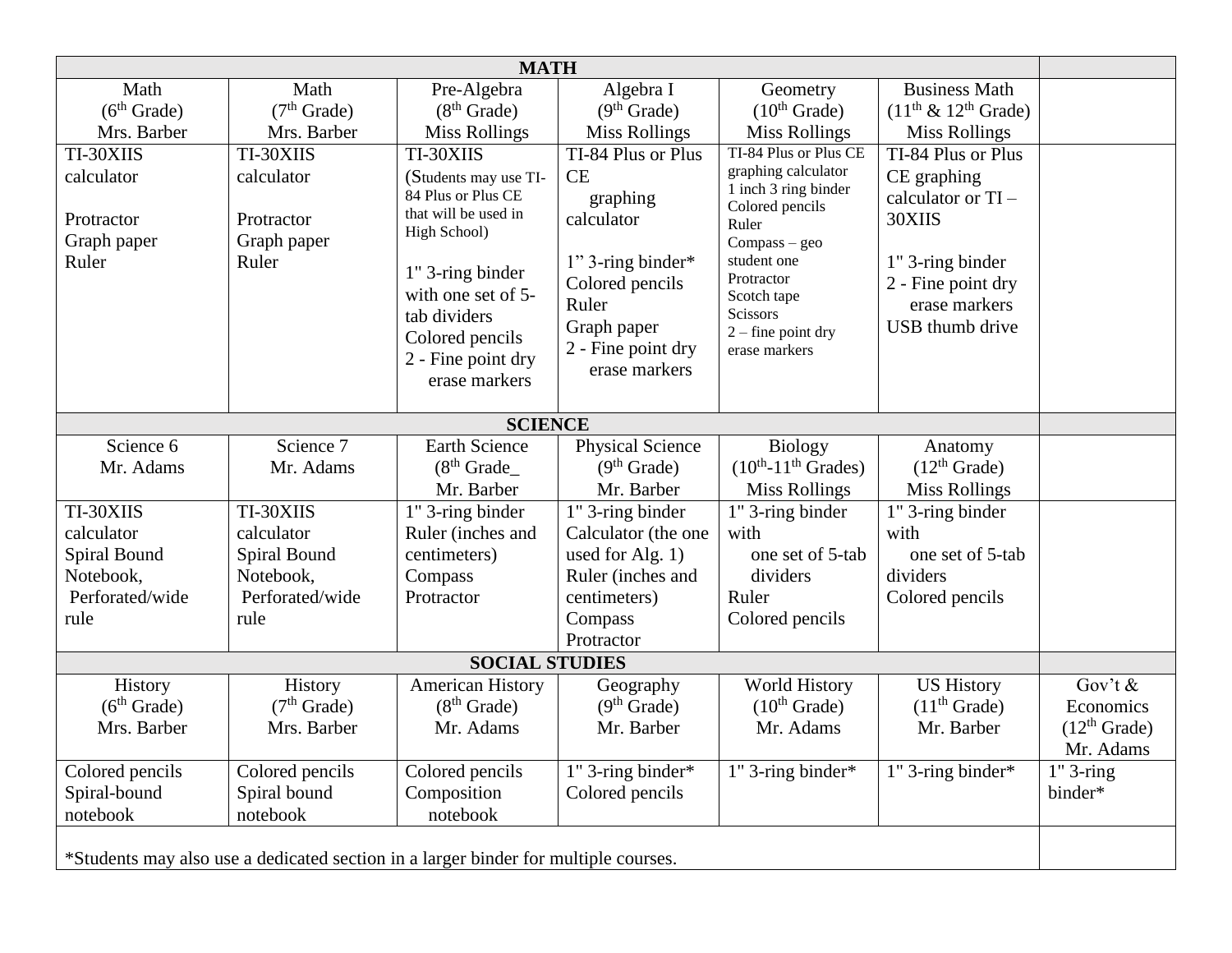| MATH | | | | | | |
|---|---|---|---|---|---|---|
| Math (6th Grade) Mrs. Barber | Math (7th Grade) Mrs. Barber | Pre-Algebra (8th Grade) Miss Rollings | Algebra I (9th Grade) Miss Rollings | Geometry (10th Grade) Miss Rollings | Business Math (11th & 12th Grade) Miss Rollings | |
| TI-30XIIS calculator<br><br>Protractor<br>Graph paper<br>Ruler | TI-30XIIS calculator<br><br>Protractor<br>Graph paper<br>Ruler | TI-30XIIS<br>(Students may use TI-84 Plus or Plus CE that will be used in High School)<br><br>1" 3-ring binder with one set of 5-tab dividers<br>Colored pencils<br>2 - Fine point dry erase markers | TI-84 Plus or Plus CE graphing calculator<br><br>1" 3-ring binder*<br>Colored pencils<br>Ruler<br>Graph paper<br>2 - Fine point dry erase markers | TI-84 Plus or Plus CE graphing calculator<br>1 inch 3 ring binder<br>Colored pencils<br>Ruler<br>Compass – geo student one<br>Protractor<br>Scotch tape<br>Scissors<br>2 – fine point dry erase markers | TI-84 Plus or Plus CE graphing calculator or TI – 30XIIS<br><br>1" 3-ring binder<br>2 - Fine point dry erase markers<br>USB thumb drive | |
| **SCIENCE** | | | | | | |
| Science 6 Mr. Adams | Science 7 Mr. Adams | Earth Science (8th Grade_ Mr. Barber | Physical Science (9th Grade) Mr. Barber | Biology (10th-11th Grades) Miss Rollings | Anatomy (12th Grade) Miss Rollings | |
| TI-30XIIS calculator<br>Spiral Bound Notebook, Perforated/wide rule | TI-30XIIS calculator<br>Spiral Bound Notebook, Perforated/wide rule | 1" 3-ring binder<br>Ruler (inches and centimeters)<br>Compass<br>Protractor | 1" 3-ring binder<br>Calculator (the one used for Alg. 1)<br>Ruler (inches and centimeters)<br>Compass<br>Protractor | 1" 3-ring binder with one set of 5-tab dividers<br>Ruler<br>Colored pencils | 1" 3-ring binder with one set of 5-tab dividers<br>Colored pencils | |
| **SOCIAL STUDIES** | | | | | | |
| History (6th Grade) Mrs. Barber | History (7th Grade) Mrs. Barber | American History (8th Grade) Mr. Adams | Geography (9th Grade) Mr. Barber | World History (10th Grade) Mr. Adams | US History (11th Grade) Mr. Barber | Gov't & Economics (12th Grade) Mr. Adams |
| Colored pencils<br>Spiral-bound notebook | Colored pencils<br>Spiral bound notebook | Colored pencils<br>Composition notebook | 1" 3-ring binder*<br>Colored pencils | 1" 3-ring binder* | 1" 3-ring binder* | 1" 3-ring binder* |
| *Students may also use a dedicated section in a larger binder for multiple courses. | | | | | | |